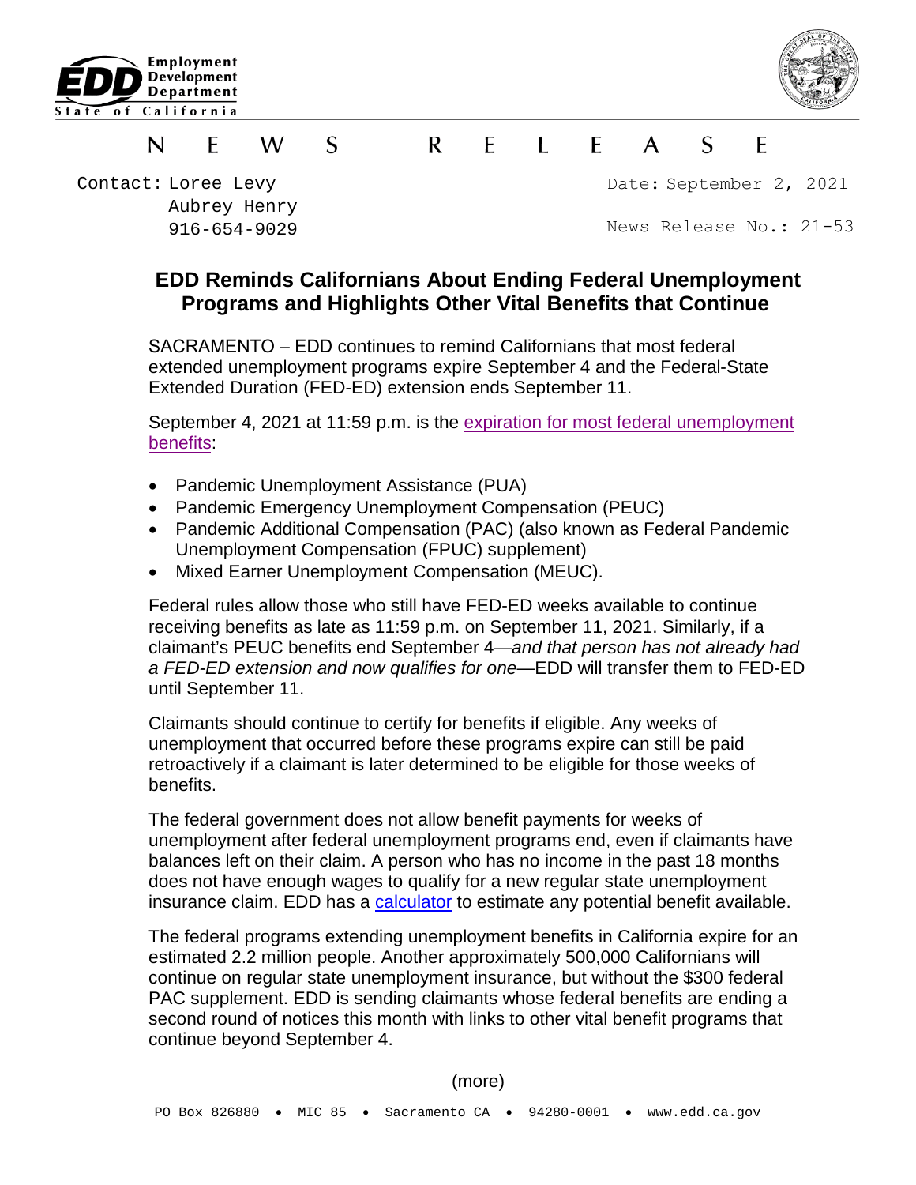Employment Development Department
State of California

# NEWS RELEASE

Contact: Loree Levy
Aubrey Henry
916-654-9029

Date: September 2, 2021

News Release No.: 21-53

## EDD Reminds Californians About Ending Federal Unemployment Programs and Highlights Other Vital Benefits that Continue

SACRAMENTO – EDD continues to remind Californians that most federal extended unemployment programs expire September 4 and the Federal-State Extended Duration (FED-ED) extension ends September 11.

September 4, 2021 at 11:59 p.m. is the expiration for most federal unemployment benefits:

- Pandemic Unemployment Assistance (PUA)
- Pandemic Emergency Unemployment Compensation (PEUC)
- Pandemic Additional Compensation (PAC) (also known as Federal Pandemic Unemployment Compensation (FPUC) supplement)
- Mixed Earner Unemployment Compensation (MEUC).

Federal rules allow those who still have FED-ED weeks available to continue receiving benefits as late as 11:59 p.m. on September 11, 2021. Similarly, if a claimant's PEUC benefits end September 4—*and that person has not already had a FED-ED extension and now qualifies for one*—EDD will transfer them to FED-ED until September 11.

Claimants should continue to certify for benefits if eligible. Any weeks of unemployment that occurred before these programs expire can still be paid retroactively if a claimant is later determined to be eligible for those weeks of benefits.

The federal government does not allow benefit payments for weeks of unemployment after federal unemployment programs end, even if claimants have balances left on their claim. A person who has no income in the past 18 months does not have enough wages to qualify for a new regular state unemployment insurance claim. EDD has a calculator to estimate any potential benefit available.

The federal programs extending unemployment benefits in California expire for an estimated 2.2 million people. Another approximately 500,000 Californians will continue on regular state unemployment insurance, but without the $300 federal PAC supplement. EDD is sending claimants whose federal benefits are ending a second round of notices this month with links to other vital benefit programs that continue beyond September 4.

(more)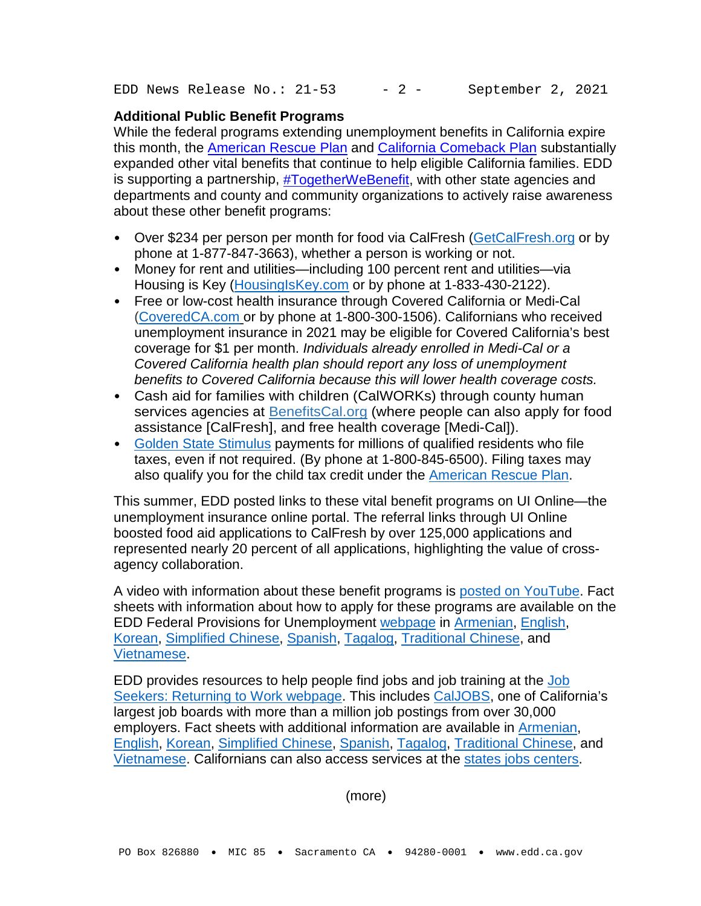## Additional Public Benefit Programs

While the federal programs extending unemployment benefits in California expire this month, the American Rescue Plan and California Comeback Plan substantially expanded other vital benefits that continue to help eligible California families. EDD is supporting a partnership, #TogetherWeBenefit, with other state agencies and departments and county and community organizations to actively raise awareness about these other benefit programs:

- Over $234 per person per month for food via CalFresh (GetCalFresh.org or by phone at 1-877-847-3663), whether a person is working or not.
- Money for rent and utilities—including 100 percent rent and utilities—via Housing is Key (HousingIsKey.com or by phone at 1-833-430-2122).
- Free or low-cost health insurance through Covered California or Medi-Cal (CoveredCA.com or by phone at 1-800-300-1506). Californians who received unemployment insurance in 2021 may be eligible for Covered California's best coverage for $1 per month. *Individuals already enrolled in Medi-Cal or a Covered California health plan should report any loss of unemployment benefits to Covered California because this will lower health coverage costs.*
- Cash aid for families with children (CalWORKs) through county human services agencies at BenefitsCal.org (where people can also apply for food assistance [CalFresh], and free health coverage [Medi-Cal]).
- Golden State Stimulus payments for millions of qualified residents who file taxes, even if not required. (By phone at 1-800-845-6500). Filing taxes may also qualify you for the child tax credit under the American Rescue Plan.

This summer, EDD posted links to these vital benefit programs on UI Online—the unemployment insurance online portal. The referral links through UI Online boosted food aid applications to CalFresh by over 125,000 applications and represented nearly 20 percent of all applications, highlighting the value of cross-agency collaboration.

A video with information about these benefit programs is posted on YouTube. Fact sheets with information about how to apply for these programs are available on the EDD Federal Provisions for Unemployment webpage in Armenian, English, Korean, Simplified Chinese, Spanish, Tagalog, Traditional Chinese, and Vietnamese.

EDD provides resources to help people find jobs and job training at the Job Seekers: Returning to Work webpage. This includes CalJOBS, one of California's largest job boards with more than a million job postings from over 30,000 employers. Fact sheets with additional information are available in Armenian, English, Korean, Simplified Chinese, Spanish, Tagalog, Traditional Chinese, and Vietnamese. Californians can also access services at the states jobs centers.

(more)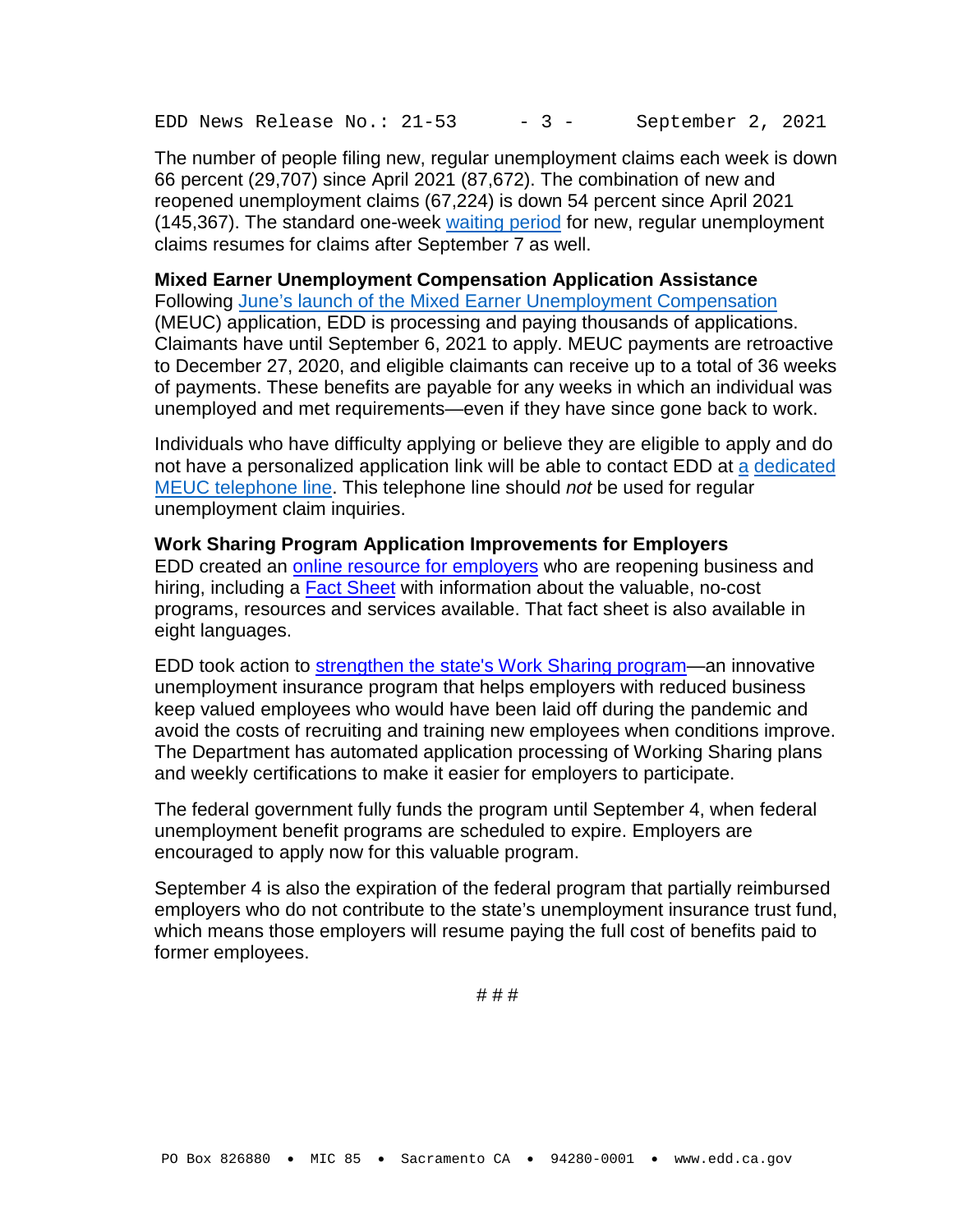The number of people filing new, regular unemployment claims each week is down 66 percent (29,707) since April 2021 (87,672). The combination of new and reopened unemployment claims (67,224) is down 54 percent since April 2021 (145,367). The standard one-week waiting period for new, regular unemployment claims resumes for claims after September 7 as well.

**Mixed Earner Unemployment Compensation Application Assistance**

Following June's launch of the Mixed Earner Unemployment Compensation (MEUC) application, EDD is processing and paying thousands of applications. Claimants have until September 6, 2021 to apply. MEUC payments are retroactive to December 27, 2020, and eligible claimants can receive up to a total of 36 weeks of payments. These benefits are payable for any weeks in which an individual was unemployed and met requirements—even if they have since gone back to work.

Individuals who have difficulty applying or believe they are eligible to apply and do not have a personalized application link will be able to contact EDD at a dedicated MEUC telephone line. This telephone line should *not* be used for regular unemployment claim inquiries.

**Work Sharing Program Application Improvements for Employers**

EDD created an online resource for employers who are reopening business and hiring, including a Fact Sheet with information about the valuable, no-cost programs, resources and services available. That fact sheet is also available in eight languages.

EDD took action to strengthen the state's Work Sharing program—an innovative unemployment insurance program that helps employers with reduced business keep valued employees who would have been laid off during the pandemic and avoid the costs of recruiting and training new employees when conditions improve. The Department has automated application processing of Working Sharing plans and weekly certifications to make it easier for employers to participate.

The federal government fully funds the program until September 4, when federal unemployment benefit programs are scheduled to expire. Employers are encouraged to apply now for this valuable program.

September 4 is also the expiration of the federal program that partially reimbursed employers who do not contribute to the state's unemployment insurance trust fund, which means those employers will resume paying the full cost of benefits paid to former employees.

# # #

PO Box 826880 • MIC 85 • Sacramento CA • 94280-0001 • www.edd.ca.gov